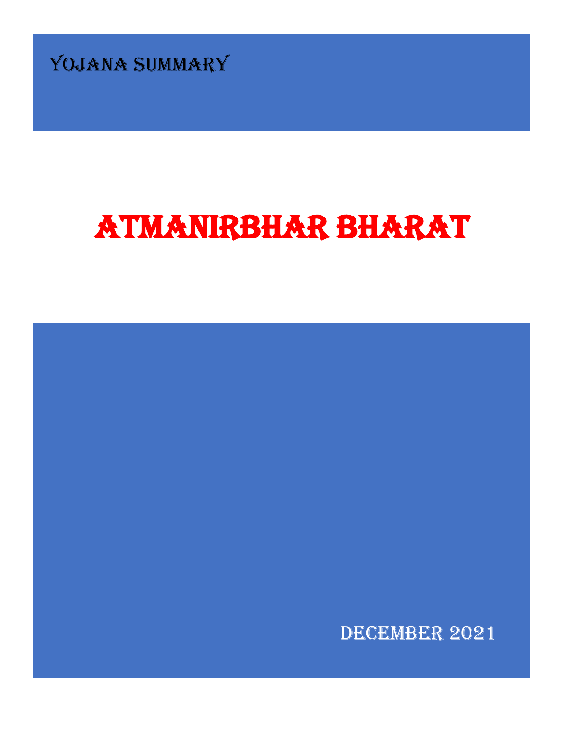YOJANA SUMMARY

# ATMANIRBHAR BHARAT

DECEMBER 2021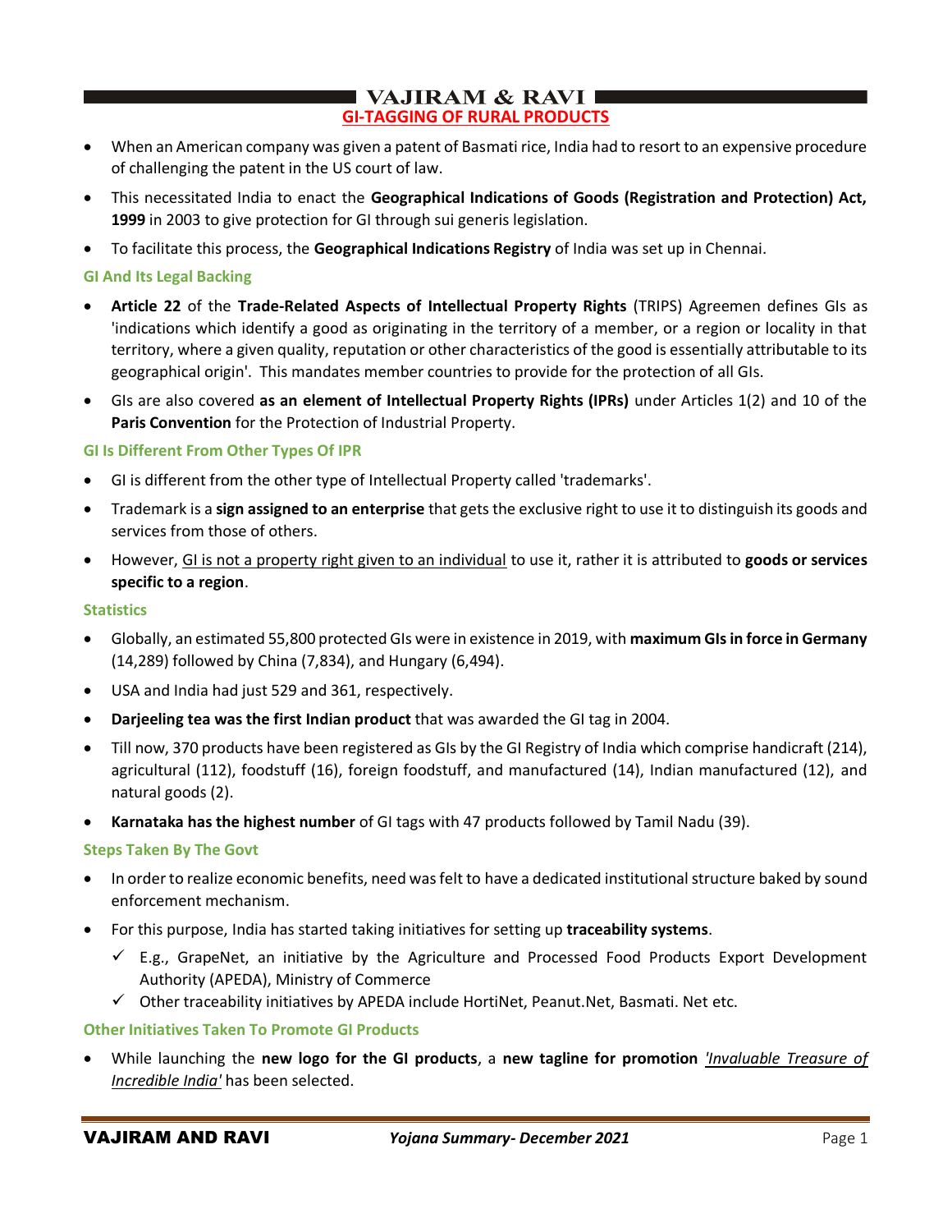## GI-TAGGING OF RURAL PRODUCTS

- When an American company was given a patent of Basmati rice, India had to resort to an expensive procedure of challenging the patent in the US court of law.
- This necessitated India to enact the **Geographical Indications of Goods (Registration and Protection) Act, 1999** in 2003 to give protection for GI through sui generis legislation.
- To facilitate this process, the **Geographical Indications Registry** of India was set up in Chennai.

### GI And Its Legal Backing

- **Article 22** of the **Trade-Related Aspects of Intellectual Property Rights** (TRIPS) Agreemen defines GIs as 'indications which identify a good as originating in the territory of a member, or a region or locality in that territory, where a given quality, reputation or other characteristics of the good is essentially attributable to its geographical origin'. This mandates member countries to provide for the protection of all GIs.
- GIs are also covered **as an element of Intellectual Property Rights (IPRs)** under Articles 1(2) and 10 of the **Paris Convention** for the Protection of Industrial Property.

### GI Is Different From Other Types Of IPR

- GI is different from the other type of Intellectual Property called 'trademarks'.
- Trademark is a **sign assigned to an enterprise** that gets the exclusive right to use it to distinguish its goods and services from those of others.
- However, <u>GI is not a property right given to an individual</u> to use it, rather it is attributed to **goods or services specific to a region**.

### Statistics

- Globally, an estimated 55,800 protected GIs were in existence in 2019, with **maximum GIs in force in Germany** (14,289) followed by China (7,834), and Hungary (6,494).
- USA and India had just 529 and 361, respectively.
- **Darjeeling tea was the first Indian product** that was awarded the GI tag in 2004.
- Till now, 370 products have been registered as GIs by the GI Registry of India which comprise handicraft (214), agricultural (112), foodstuff (16), foreign foodstuff, and manufactured (14), Indian manufactured (12), and natural goods (2).
- **Karnataka has the highest number** of GI tags with 47 products followed by Tamil Nadu (39).

### Steps Taken By The Govt

- In order to realize economic benefits, need was felt to have a dedicated institutional structure baked by sound enforcement mechanism.
- For this purpose, India has started taking initiatives for setting up **traceability systems**.
  - ✓ E.g., GrapeNet, an initiative by the Agriculture and Processed Food Products Export Development Authority (APEDA), Ministry of Commerce
  - ✓ Other traceability initiatives by APEDA include HortiNet, Peanut.Net, Basmati. Net etc.

### Other Initiatives Taken To Promote GI Products

- While launching the **new logo for the GI products**, a **new tagline for promotion** *<u>'Invaluable Treasure of Incredible India'</u>* has been selected.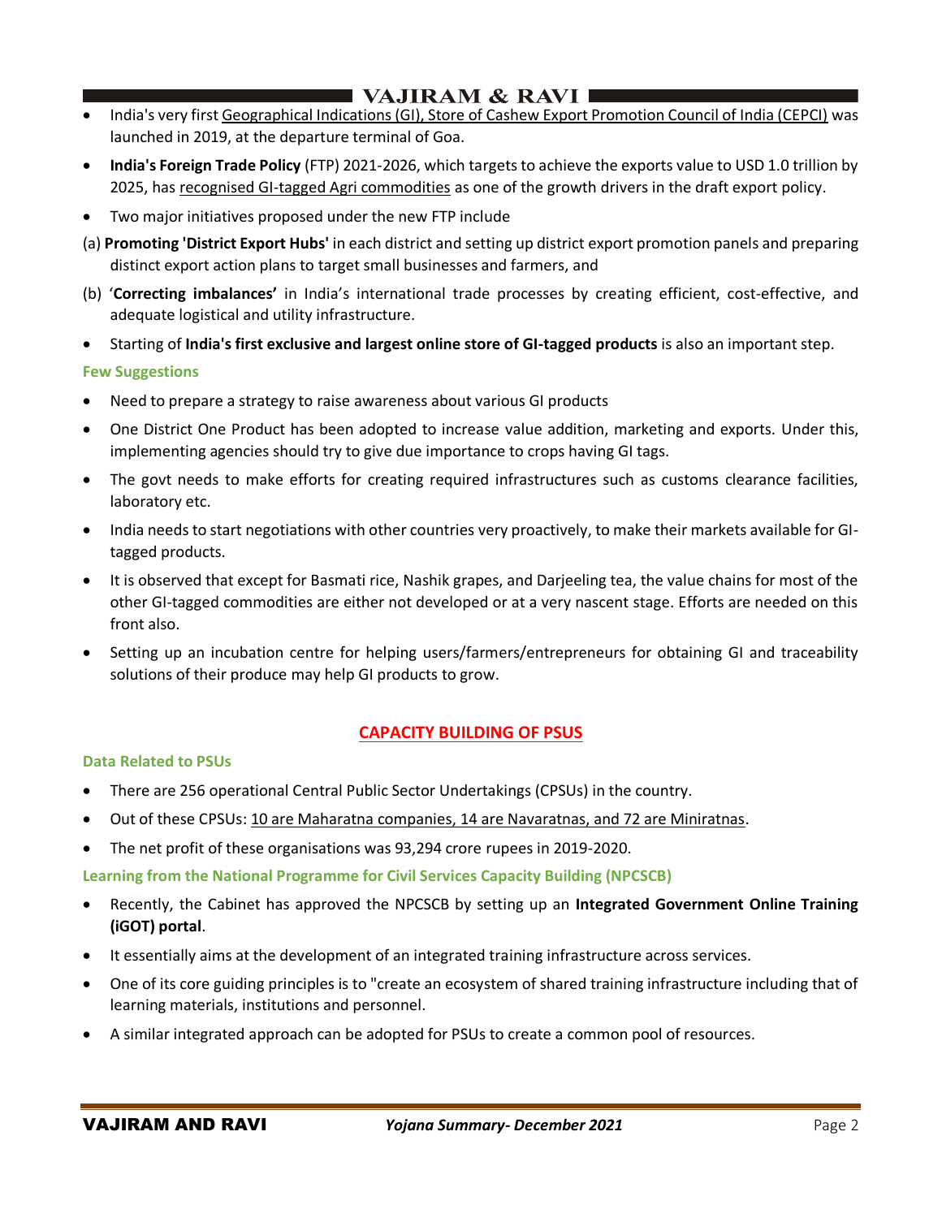- India's very first Geographical Indications (GI), Store of Cashew Export Promotion Council of India (CEPCI) was launched in 2019, at the departure terminal of Goa.
- **India's Foreign Trade Policy** (FTP) 2021-2026, which targets to achieve the exports value to USD 1.0 trillion by 2025, has recognised GI-tagged Agri commodities as one of the growth drivers in the draft export policy.
- Two major initiatives proposed under the new FTP include

(a) **Promoting 'District Export Hubs'** in each district and setting up district export promotion panels and preparing distinct export action plans to target small businesses and farmers, and

(b) '**Correcting imbalances'** in India's international trade processes by creating efficient, cost-effective, and adequate logistical and utility infrastructure.

- Starting of **India's first exclusive and largest online store of GI-tagged products** is also an important step.

**Few Suggestions**

- Need to prepare a strategy to raise awareness about various GI products
- One District One Product has been adopted to increase value addition, marketing and exports. Under this, implementing agencies should try to give due importance to crops having GI tags.
- The govt needs to make efforts for creating required infrastructures such as customs clearance facilities, laboratory etc.
- India needs to start negotiations with other countries very proactively, to make their markets available for GI-tagged products.
- It is observed that except for Basmati rice, Nashik grapes, and Darjeeling tea, the value chains for most of the other GI-tagged commodities are either not developed or at a very nascent stage. Efforts are needed on this front also.
- Setting up an incubation centre for helping users/farmers/entrepreneurs for obtaining GI and traceability solutions of their produce may help GI products to grow.

## CAPACITY BUILDING OF PSUS

**Data Related to PSUs**

- There are 256 operational Central Public Sector Undertakings (CPSUs) in the country.
- Out of these CPSUs: 10 are Maharatna companies, 14 are Navaratnas, and 72 are Miniratnas.
- The net profit of these organisations was 93,294 crore rupees in 2019-2020.

**Learning from the National Programme for Civil Services Capacity Building (NPCSCB)**

- Recently, the Cabinet has approved the NPCSCB by setting up an **Integrated Government Online Training (iGOT) portal**.
- It essentially aims at the development of an integrated training infrastructure across services.
- One of its core guiding principles is to "create an ecosystem of shared training infrastructure including that of learning materials, institutions and personnel.
- A similar integrated approach can be adopted for PSUs to create a common pool of resources.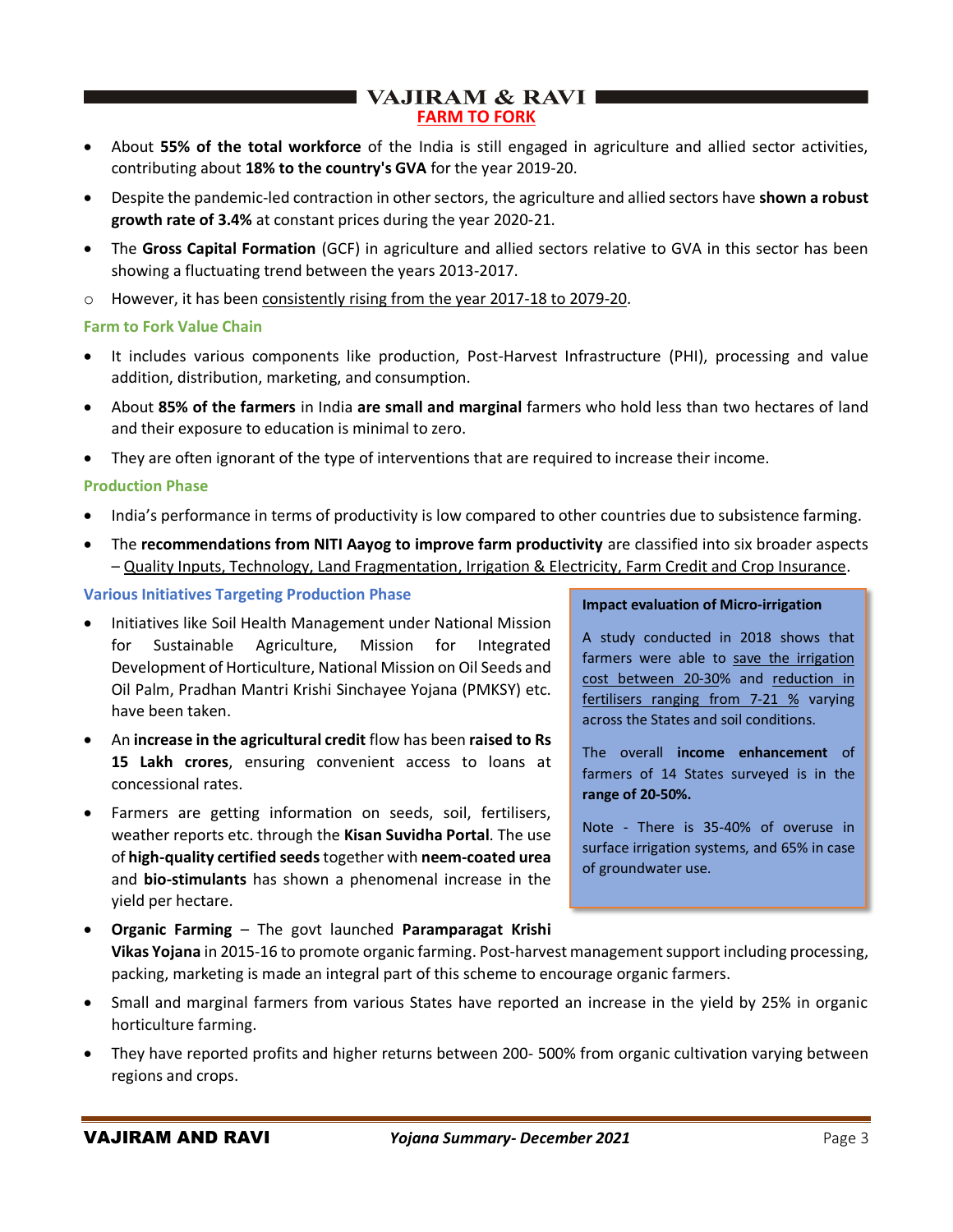## FARM TO FORK

- About **55% of the total workforce** of the India is still engaged in agriculture and allied sector activities, contributing about **18% to the country's GVA** for the year 2019-20.
- Despite the pandemic-led contraction in other sectors, the agriculture and allied sectors have **shown a robust growth rate of 3.4%** at constant prices during the year 2020-21.
- The **Gross Capital Formation** (GCF) in agriculture and allied sectors relative to GVA in this sector has been showing a fluctuating trend between the years 2013-2017.
  - However, it has been consistently rising from the year 2017-18 to 2079-20.

### Farm to Fork Value Chain

- It includes various components like production, Post-Harvest Infrastructure (PHI), processing and value addition, distribution, marketing, and consumption.
- About **85% of the farmers** in India **are small and marginal** farmers who hold less than two hectares of land and their exposure to education is minimal to zero.
- They are often ignorant of the type of interventions that are required to increase their income.

### Production Phase

- India's performance in terms of productivity is low compared to other countries due to subsistence farming.
- The **recommendations from NITI Aayog to improve farm productivity** are classified into six broader aspects – Quality Inputs, Technology, Land Fragmentation, Irrigation & Electricity, Farm Credit and Crop Insurance.

### Various Initiatives Targeting Production Phase

- Initiatives like Soil Health Management under National Mission for Sustainable Agriculture, Mission for Integrated Development of Horticulture, National Mission on Oil Seeds and Oil Palm, Pradhan Mantri Krishi Sinchayee Yojana (PMKSY) etc. have been taken.
- An **increase in the agricultural credit** flow has been **raised to Rs 15 Lakh crores**, ensuring convenient access to loans at concessional rates.
- Farmers are getting information on seeds, soil, fertilisers, weather reports etc. through the **Kisan Suvidha Portal**. The use of **high-quality certified seeds** together with **neem-coated urea** and **bio-stimulants** has shown a phenomenal increase in the yield per hectare.
- **Organic Farming** – The govt launched **Paramparagat Krishi Vikas Yojana** in 2015-16 to promote organic farming. Post-harvest management support including processing, packing, marketing is made an integral part of this scheme to encourage organic farmers.
- Small and marginal farmers from various States have reported an increase in the yield by 25% in organic horticulture farming.
- They have reported profits and higher returns between 200- 500% from organic cultivation varying between regions and crops.

> **Impact evaluation of Micro-irrigation**
>
> A study conducted in 2018 shows that farmers were able to save the irrigation cost between 20-30% and reduction in fertilisers ranging from 7-21 % varying across the States and soil conditions.
>
> The overall **income enhancement** of farmers of 14 States surveyed is in the **range of 20-50%.**
>
> Note - There is 35-40% of overuse in surface irrigation systems, and 65% in case of groundwater use.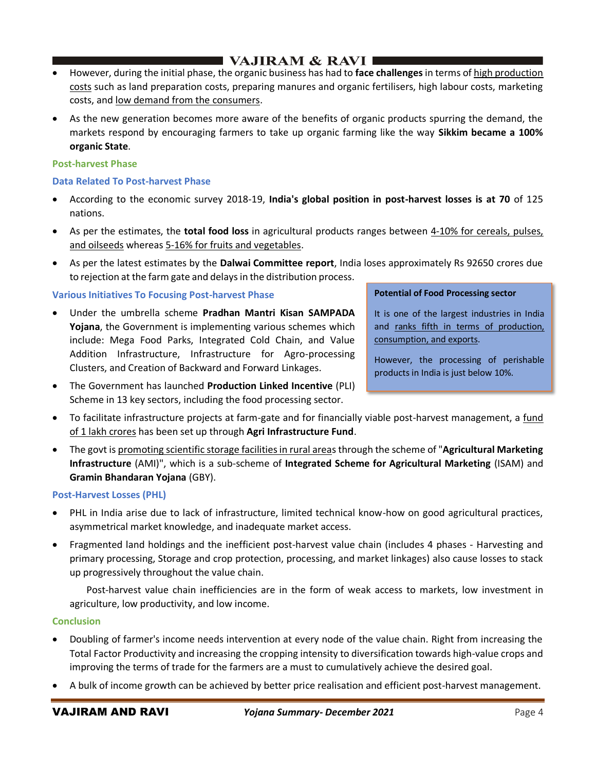- However, during the initial phase, the organic business has had to **face challenges** in terms of high production costs such as land preparation costs, preparing manures and organic fertilisers, high labour costs, marketing costs, and low demand from the consumers.
- As the new generation becomes more aware of the benefits of organic products spurring the demand, the markets respond by encouraging farmers to take up organic farming like the way **Sikkim became a 100% organic State**.

### Post-harvest Phase

#### Data Related To Post-harvest Phase

- According to the economic survey 2018-19, **India's global position in post-harvest losses is at 70** of 125 nations.
- As per the estimates, the **total food loss** in agricultural products ranges between 4-10% for cereals, pulses, and oilseeds whereas 5-16% for fruits and vegetables.
- As per the latest estimates by the **Dalwai Committee report**, India loses approximately Rs 92650 crores due to rejection at the farm gate and delays in the distribution process.

#### Various Initiatives To Focusing Post-harvest Phase

- Under the umbrella scheme **Pradhan Mantri Kisan SAMPADA Yojana**, the Government is implementing various schemes which include: Mega Food Parks, Integrated Cold Chain, and Value Addition Infrastructure, Infrastructure for Agro-processing Clusters, and Creation of Backward and Forward Linkages.
- The Government has launched **Production Linked Incentive** (PLI) Scheme in 13 key sectors, including the food processing sector.
- To facilitate infrastructure projects at farm-gate and for financially viable post-harvest management, a fund of 1 lakh crores has been set up through **Agri Infrastructure Fund**.
- The govt is promoting scientific storage facilities in rural areas through the scheme of "**Agricultural Marketing Infrastructure** (AMI)", which is a sub-scheme of **Integrated Scheme for Agricultural Marketing** (ISAM) and **Gramin Bhandaran Yojana** (GBY).

> **Potential of Food Processing sector**
>
> It is one of the largest industries in India and ranks fifth in terms of production, consumption, and exports.
>
> However, the processing of perishable products in India is just below 10%.

#### Post-Harvest Losses (PHL)

- PHL in India arise due to lack of infrastructure, limited technical know-how on good agricultural practices, asymmetrical market knowledge, and inadequate market access.
- Fragmented land holdings and the inefficient post-harvest value chain (includes 4 phases - Harvesting and primary processing, Storage and crop protection, processing, and market linkages) also cause losses to stack up progressively throughout the value chain.

  Post-harvest value chain inefficiencies are in the form of weak access to markets, low investment in agriculture, low productivity, and low income.

### Conclusion

- Doubling of farmer's income needs intervention at every node of the value chain. Right from increasing the Total Factor Productivity and increasing the cropping intensity to diversification towards high-value crops and improving the terms of trade for the farmers are a must to cumulatively achieve the desired goal.
- A bulk of income growth can be achieved by better price realisation and efficient post-harvest management.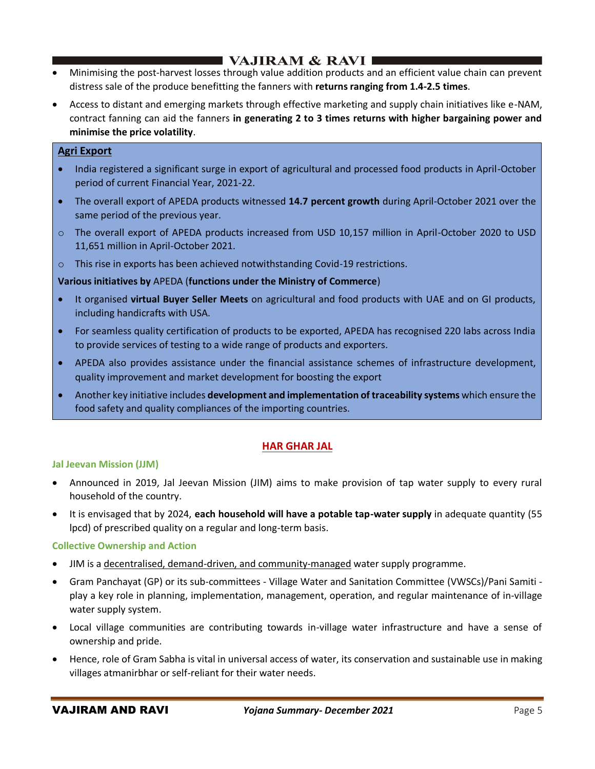- Minimising the post-harvest losses through value addition products and an efficient value chain can prevent distress sale of the produce benefitting the fanners with **returns ranging from 1.4-2.5 times**.
- Access to distant and emerging markets through effective marketing and supply chain initiatives like e-NAM, contract fanning can aid the fanners **in generating 2 to 3 times returns with higher bargaining power and minimise the price volatility**.

**Agri Export**

- India registered a significant surge in export of agricultural and processed food products in April-October period of current Financial Year, 2021-22.
- The overall export of APEDA products witnessed **14.7 percent growth** during April-October 2021 over the same period of the previous year.
  - The overall export of APEDA products increased from USD 10,157 million in April-October 2020 to USD 11,651 million in April-October 2021.
  - This rise in exports has been achieved notwithstanding Covid-19 restrictions.

**Various initiatives by** APEDA (**functions under the Ministry of Commerce**)

- It organised **virtual Buyer Seller Meets** on agricultural and food products with UAE and on GI products, including handicrafts with USA.
- For seamless quality certification of products to be exported, APEDA has recognised 220 labs across India to provide services of testing to a wide range of products and exporters.
- APEDA also provides assistance under the financial assistance schemes of infrastructure development, quality improvement and market development for boosting the export
- Another key initiative includes **development and implementation of traceability systems** which ensure the food safety and quality compliances of the importing countries.

## HAR GHAR JAL

### Jal Jeevan Mission (JJM)

- Announced in 2019, Jal Jeevan Mission (JIM) aims to make provision of tap water supply to every rural household of the country.
- It is envisaged that by 2024, **each household will have a potable tap-water supply** in adequate quantity (55 lpcd) of prescribed quality on a regular and long-term basis.

### Collective Ownership and Action

- JIM is a decentralised, demand-driven, and community-managed water supply programme.
- Gram Panchayat (GP) or its sub-committees - Village Water and Sanitation Committee (VWSCs)/Pani Samiti - play a key role in planning, implementation, management, operation, and regular maintenance of in-village water supply system.
- Local village communities are contributing towards in-village water infrastructure and have a sense of ownership and pride.
- Hence, role of Gram Sabha is vital in universal access of water, its conservation and sustainable use in making villages atmanirbhar or self-reliant for their water needs.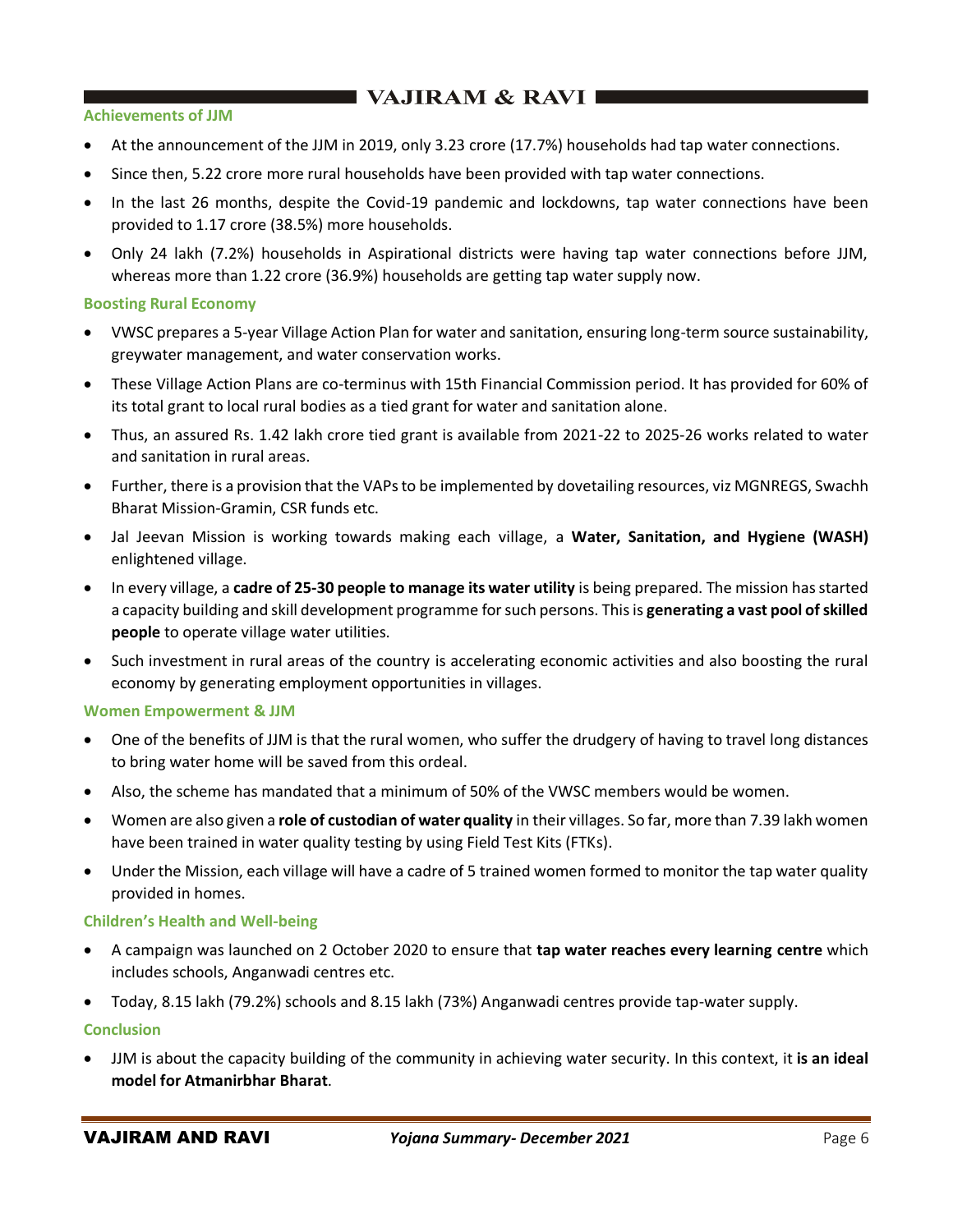### Achievements of JJM

- At the announcement of the JJM in 2019, only 3.23 crore (17.7%) households had tap water connections.
- Since then, 5.22 crore more rural households have been provided with tap water connections.
- In the last 26 months, despite the Covid-19 pandemic and lockdowns, tap water connections have been provided to 1.17 crore (38.5%) more households.
- Only 24 lakh (7.2%) households in Aspirational districts were having tap water connections before JJM, whereas more than 1.22 crore (36.9%) households are getting tap water supply now.

### Boosting Rural Economy

- VWSC prepares a 5-year Village Action Plan for water and sanitation, ensuring long-term source sustainability, greywater management, and water conservation works.
- These Village Action Plans are co-terminus with 15th Financial Commission period. It has provided for 60% of its total grant to local rural bodies as a tied grant for water and sanitation alone.
- Thus, an assured Rs. 1.42 lakh crore tied grant is available from 2021-22 to 2025-26 works related to water and sanitation in rural areas.
- Further, there is a provision that the VAPs to be implemented by dovetailing resources, viz MGNREGS, Swachh Bharat Mission-Gramin, CSR funds etc.
- Jal Jeevan Mission is working towards making each village, a **Water, Sanitation, and Hygiene (WASH)** enlightened village.
- In every village, a **cadre of 25-30 people to manage its water utility** is being prepared. The mission has started a capacity building and skill development programme for such persons. This is **generating a vast pool of skilled people** to operate village water utilities.
- Such investment in rural areas of the country is accelerating economic activities and also boosting the rural economy by generating employment opportunities in villages.

### Women Empowerment & JJM

- One of the benefits of JJM is that the rural women, who suffer the drudgery of having to travel long distances to bring water home will be saved from this ordeal.
- Also, the scheme has mandated that a minimum of 50% of the VWSC members would be women.
- Women are also given a **role of custodian of water quality** in their villages. So far, more than 7.39 lakh women have been trained in water quality testing by using Field Test Kits (FTKs).
- Under the Mission, each village will have a cadre of 5 trained women formed to monitor the tap water quality provided in homes.

### Children's Health and Well-being

- A campaign was launched on 2 October 2020 to ensure that **tap water reaches every learning centre** which includes schools, Anganwadi centres etc.
- Today, 8.15 lakh (79.2%) schools and 8.15 lakh (73%) Anganwadi centres provide tap-water supply.

### Conclusion

- JJM is about the capacity building of the community in achieving water security. In this context, it **is an ideal model for Atmanirbhar Bharat**.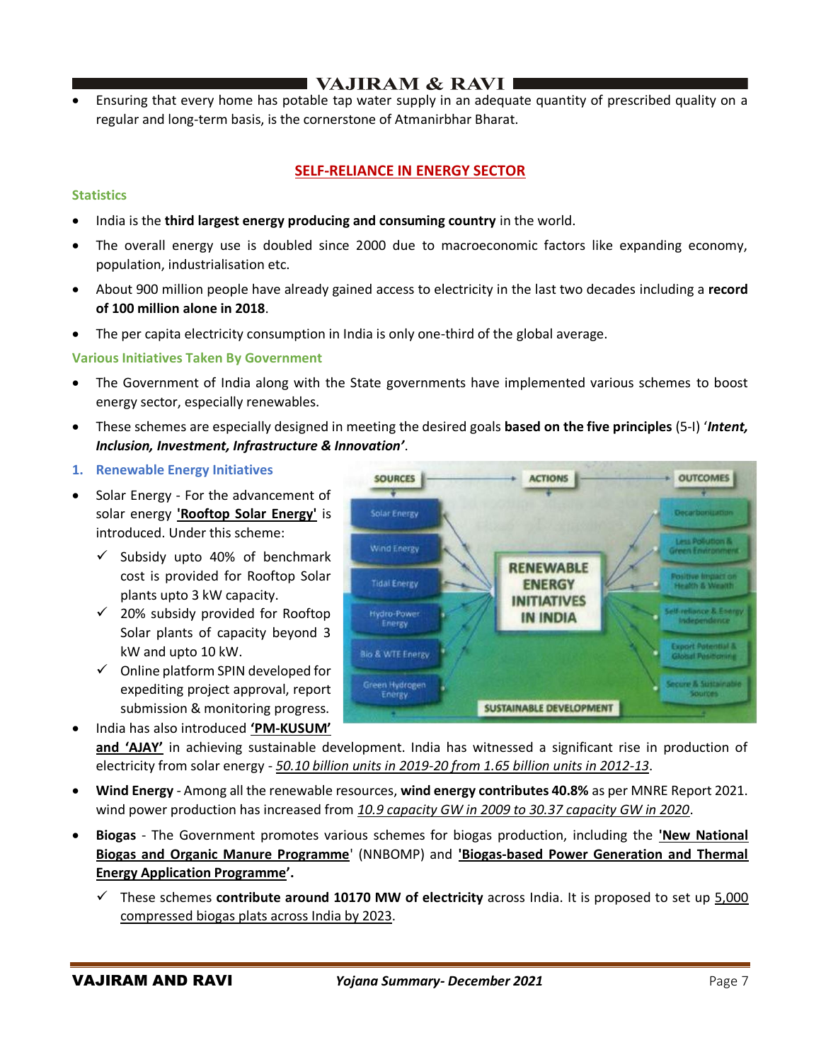- Ensuring that every home has potable tap water supply in an adequate quantity of prescribed quality on a regular and long-term basis, is the cornerstone of Atmanirbhar Bharat.

## SELF-RELIANCE IN ENERGY SECTOR

### Statistics

- India is the **third largest energy producing and consuming country** in the world.
- The overall energy use is doubled since 2000 due to macroeconomic factors like expanding economy, population, industrialisation etc.
- About 900 million people have already gained access to electricity in the last two decades including a **record of 100 million alone in 2018**.
- The per capita electricity consumption in India is only one-third of the global average.

### Various Initiatives Taken By Government

- The Government of India along with the State governments have implemented various schemes to boost energy sector, especially renewables.
- These schemes are especially designed in meeting the desired goals **based on the five principles** (5-I) '***Intent, Inclusion, Investment, Infrastructure & Innovation'***.

#### 1. Renewable Energy Initiatives

- Solar Energy - For the advancement of solar energy **'Rooftop Solar Energy'** is introduced. Under this scheme:
  - ✓ Subsidy upto 40% of benchmark cost is provided for Rooftop Solar plants upto 3 kW capacity.
  - ✓ 20% subsidy provided for Rooftop Solar plants of capacity beyond 3 kW and upto 10 kW.
  - ✓ Online platform SPIN developed for expediting project approval, report submission & monitoring progress.
- India has also introduced **'PM-KUSUM' and 'AJAY'** in achieving sustainable development. India has witnessed a significant rise in production of electricity from solar energy - *50.10 billion units in 2019-20 from 1.65 billion units in 2012-13*.
- **Wind Energy** - Among all the renewable resources, **wind energy contributes 40.8%** as per MNRE Report 2021. wind power production has increased from *10.9 capacity GW in 2009 to 30.37 capacity GW in 2020*.
- **Biogas** - The Government promotes various schemes for biogas production, including the **'New National Biogas and Organic Manure Programme'** (NNBOMP) and **'Biogas-based Power Generation and Thermal Energy Application Programme'.**
  - ✓ These schemes **contribute around 10170 MW of electricity** across India. It is proposed to set up 5,000 compressed biogas plats across India by 2023.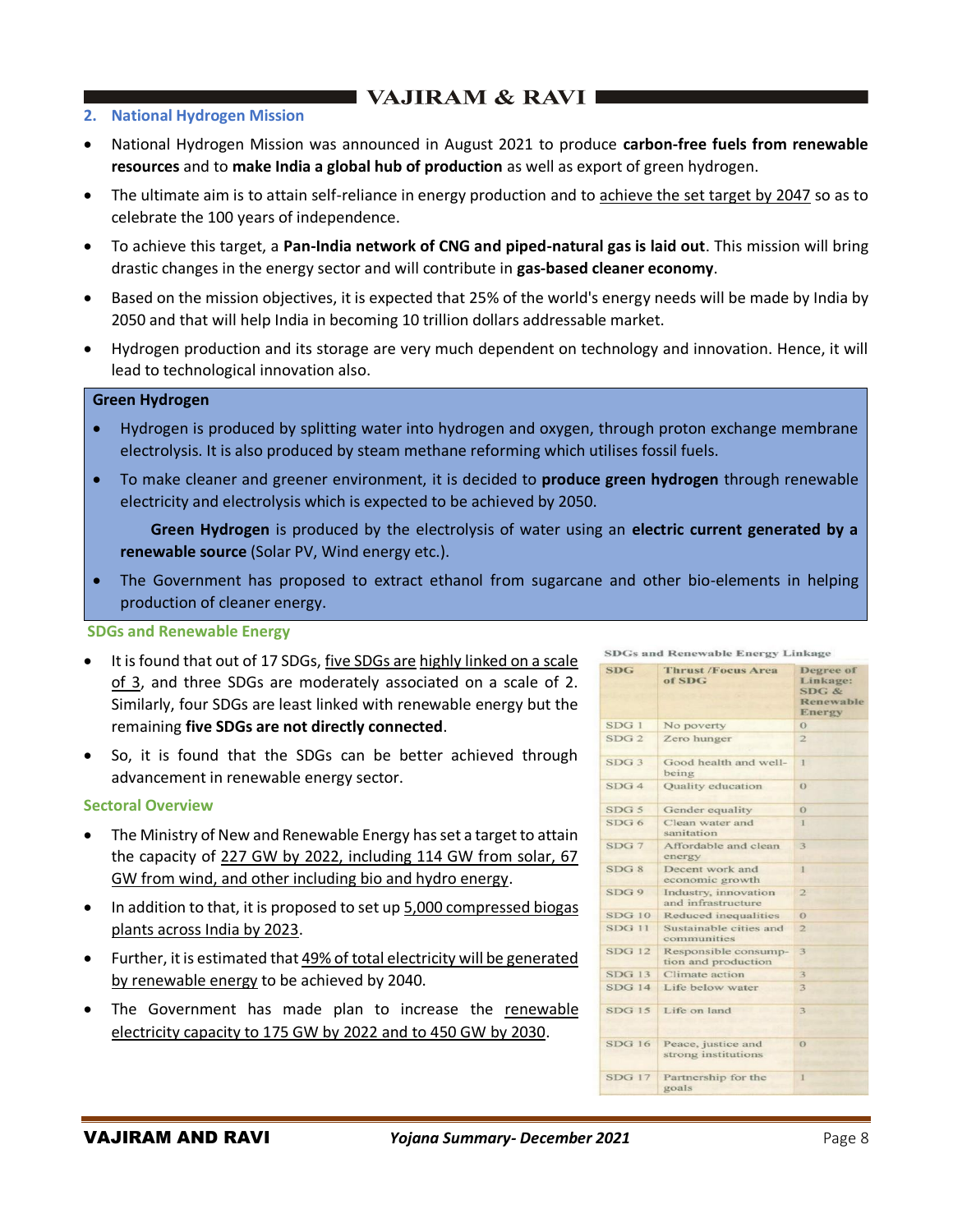## 2. National Hydrogen Mission

- National Hydrogen Mission was announced in August 2021 to produce **carbon-free fuels from renewable resources** and to **make India a global hub of production** as well as export of green hydrogen.
- The ultimate aim is to attain self-reliance in energy production and to achieve the set target by 2047 so as to celebrate the 100 years of independence.
- To achieve this target, a **Pan-India network of CNG and piped-natural gas is laid out**. This mission will bring drastic changes in the energy sector and will contribute in **gas-based cleaner economy**.
- Based on the mission objectives, it is expected that 25% of the world's energy needs will be made by India by 2050 and that will help India in becoming 10 trillion dollars addressable market.
- Hydrogen production and its storage are very much dependent on technology and innovation. Hence, it will lead to technological innovation also.

**Green Hydrogen**

- Hydrogen is produced by splitting water into hydrogen and oxygen, through proton exchange membrane electrolysis. It is also produced by steam methane reforming which utilises fossil fuels.
- To make cleaner and greener environment, it is decided to **produce green hydrogen** through renewable electricity and electrolysis which is expected to be achieved by 2050.

  **Green Hydrogen** is produced by the electrolysis of water using an **electric current generated by a renewable source** (Solar PV, Wind energy etc.).
- The Government has proposed to extract ethanol from sugarcane and other bio-elements in helping production of cleaner energy.

### SDGs and Renewable Energy

- It is found that out of 17 SDGs, five SDGs are highly linked on a scale of 3, and three SDGs are moderately associated on a scale of 2. Similarly, four SDGs are least linked with renewable energy but the remaining **five SDGs are not directly connected**.
- So, it is found that the SDGs can be better achieved through advancement in renewable energy sector.

SDGs and Renewable Energy Linkage

| SDG | Thrust /Focus Area of SDG | Degree of Linkage: SDG & Renewable Energy |
|---|---|---|
| SDG 1 | No poverty | 0 |
| SDG 2 | Zero hunger | 2 |
| SDG 3 | Good health and well-being | 1 |
| SDG 4 | Quality education | 0 |
| SDG 5 | Gender equality | 0 |
| SDG 6 | Clean water and sanitation | 1 |
| SDG 7 | Affordable and clean energy | 3 |
| SDG 8 | Decent work and economic growth | 1 |
| SDG 9 | Industry, innovation and infrastructure | 2 |
| SDG 10 | Reduced inequalities | 0 |
| SDG 11 | Sustainable cities and communities | 2 |
| SDG 12 | Responsible consumption and production | 3 |
| SDG 13 | Climate action | 3 |
| SDG 14 | Life below water | 3 |
| SDG 15 | Life on land | 3 |
| SDG 16 | Peace, justice and strong institutions | 0 |
| SDG 17 | Partnership for the goals | 1 |

### Sectoral Overview

- The Ministry of New and Renewable Energy has set a target to attain the capacity of 227 GW by 2022, including 114 GW from solar, 67 GW from wind, and other including bio and hydro energy.
- In addition to that, it is proposed to set up 5,000 compressed biogas plants across India by 2023.
- Further, it is estimated that 49% of total electricity will be generated by renewable energy to be achieved by 2040.
- The Government has made plan to increase the renewable electricity capacity to 175 GW by 2022 and to 450 GW by 2030.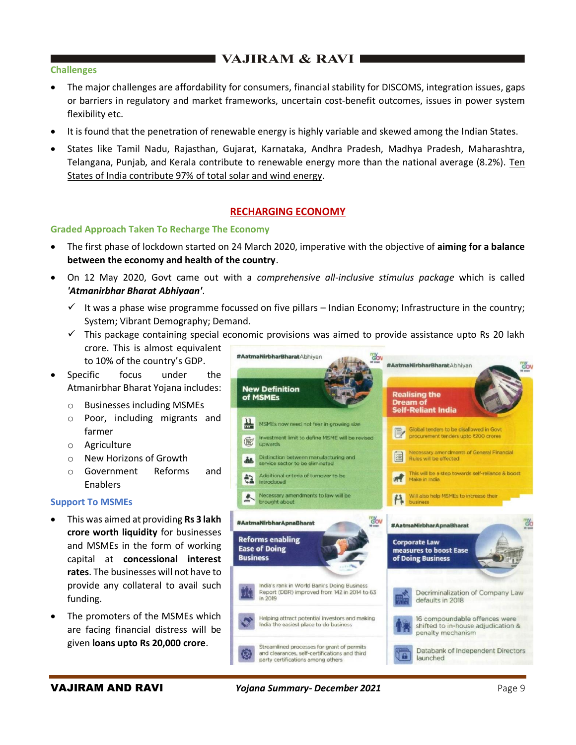### Challenges

- The major challenges are affordability for consumers, financial stability for DISCOMS, integration issues, gaps or barriers in regulatory and market frameworks, uncertain cost-benefit outcomes, issues in power system flexibility etc.
- It is found that the penetration of renewable energy is highly variable and skewed among the Indian States.
- States like Tamil Nadu, Rajasthan, Gujarat, Karnataka, Andhra Pradesh, Madhya Pradesh, Maharashtra, Telangana, Punjab, and Kerala contribute to renewable energy more than the national average (8.2%). Ten States of India contribute 97% of total solar and wind energy.

## RECHARGING ECONOMY

### Graded Approach Taken To Recharge The Economy

- The first phase of lockdown started on 24 March 2020, imperative with the objective of **aiming for a balance between the economy and health of the country**.
- On 12 May 2020, Govt came out with a *comprehensive all-inclusive stimulus package* which is called ***'Atmanirbhar Bharat Abhiyaan'***.
  - ✓ It was a phase wise programme focussed on five pillars – Indian Economy; Infrastructure in the country; System; Vibrant Demography; Demand.
  - ✓ This package containing special economic provisions was aimed to provide assistance upto Rs 20 lakh crore. This is almost equivalent to 10% of the country's GDP.
- Specific focus under the Atmanirbhar Bharat Yojana includes:
  - Businesses including MSMEs
  - Poor, including migrants and farmer
  - Agriculture
  - New Horizons of Growth
  - Government Reforms and Enablers

### Support To MSMEs

- This was aimed at providing **Rs 3 lakh crore worth liquidity** for businesses and MSMEs in the form of working capital at **concessional interest rates**. The businesses will not have to provide any collateral to avail such funding.
- The promoters of the MSMEs which are facing financial distress will be given **loans upto Rs 20,000 crore**.

#AatmaNirbharBharatAbhiyan

**New Definition of MSMEs**

- MSMEs now need not fear in growing size
- Investment limit to define MSME will be revised upwards
- Distinction between manufacturing and service sector to be eliminated
- Additional criteria of turnover to be introduced
- Necessary amendments to law will be brought about

#AatmaNirbharBharatAbhiyan

**Realising the Dream of Self-Reliant India**

- Global tenders to be disallowed in Govt procurement tenders upto ₹200 crores
- Necessary amendments of General Financial Rules will be effected
- This will be a step towards self-reliance & boost Make in India
- Will also help MSMEs to increase their business

#AatmaNirbharApnaBharat

**Reforms enabling Ease of Doing Business**

- India's rank in World Bank's Doing Business Report (DBR) improved from 142 in 2014 to 63 in 2019
- Helping attract potential investors and making India the easiest place to do business
- Streamlined processes for grant of permits and clearances, self-certifications and third party certifications among others

#AatmaNirbharApnaBharat

**Corporate Law measures to boost Ease of Doing Business**

- Decriminalization of Company Law defaults in 2018
- 16 compoundable offences were shifted to in-house adjudication & penalty mechanism
- Databank of Independent Directors launched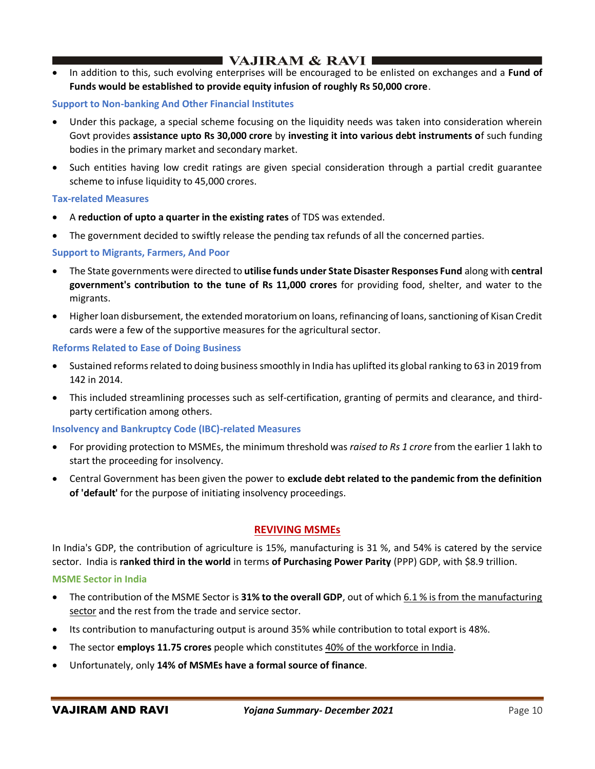- In addition to this, such evolving enterprises will be encouraged to be enlisted on exchanges and a **Fund of Funds would be established to provide equity infusion of roughly Rs 50,000 crore**.

### Support to Non-banking And Other Financial Institutes

- Under this package, a special scheme focusing on the liquidity needs was taken into consideration wherein Govt provides **assistance upto Rs 30,000 crore** by **investing it into various debt instruments o**f such funding bodies in the primary market and secondary market.
- Such entities having low credit ratings are given special consideration through a partial credit guarantee scheme to infuse liquidity to 45,000 crores.

### Tax-related Measures

- A **reduction of upto a quarter in the existing rates** of TDS was extended.
- The government decided to swiftly release the pending tax refunds of all the concerned parties.

### Support to Migrants, Farmers, And Poor

- The State governments were directed to **utilise funds under State Disaster Responses Fund** along with **central government's contribution to the tune of Rs 11,000 crores** for providing food, shelter, and water to the migrants.
- Higher loan disbursement, the extended moratorium on loans, refinancing of loans, sanctioning of Kisan Credit cards were a few of the supportive measures for the agricultural sector.

### Reforms Related to Ease of Doing Business

- Sustained reforms related to doing business smoothly in India has uplifted its global ranking to 63 in 2019 from 142 in 2014.
- This included streamlining processes such as self-certification, granting of permits and clearance, and third-party certification among others.

### Insolvency and Bankruptcy Code (IBC)-related Measures

- For providing protection to MSMEs, the minimum threshold was *raised to Rs 1 crore* from the earlier 1 lakh to start the proceeding for insolvency.
- Central Government has been given the power to **exclude debt related to the pandemic from the definition of 'default'** for the purpose of initiating insolvency proceedings.

## REVIVING MSMEs

In India's GDP, the contribution of agriculture is 15%, manufacturing is 31 %, and 54% is catered by the service sector. India is **ranked third in the world** in terms **of Purchasing Power Parity** (PPP) GDP, with $8.9 trillion.

### MSME Sector in India

- The contribution of the MSME Sector is **31% to the overall GDP**, out of which 6.1 % is from the manufacturing sector and the rest from the trade and service sector.
- Its contribution to manufacturing output is around 35% while contribution to total export is 48%.
- The sector **employs 11.75 crores** people which constitutes 40% of the workforce in India.
- Unfortunately, only **14% of MSMEs have a formal source of finance**.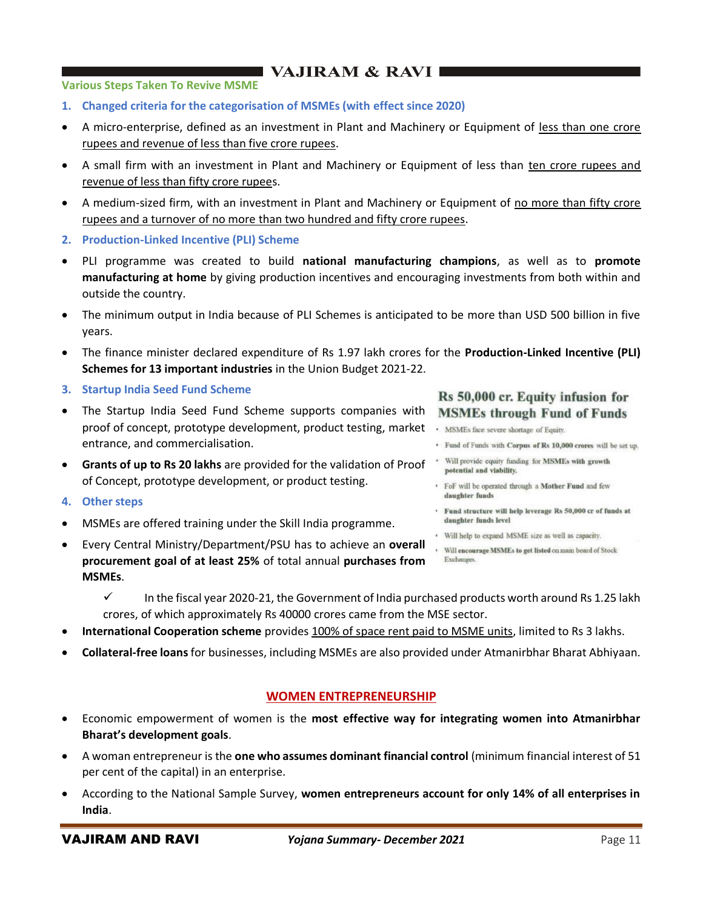### Various Steps Taken To Revive MSME

#### 1. Changed criteria for the categorisation of MSMEs (with effect since 2020)

- A micro-enterprise, defined as an investment in Plant and Machinery or Equipment of less than one crore rupees and revenue of less than five crore rupees.
- A small firm with an investment in Plant and Machinery or Equipment of less than ten crore rupees and revenue of less than fifty crore rupees.
- A medium-sized firm, with an investment in Plant and Machinery or Equipment of no more than fifty crore rupees and a turnover of no more than two hundred and fifty crore rupees.

#### 2. Production-Linked Incentive (PLI) Scheme

- PLI programme was created to build **national manufacturing champions**, as well as to **promote manufacturing at home** by giving production incentives and encouraging investments from both within and outside the country.
- The minimum output in India because of PLI Schemes is anticipated to be more than USD 500 billion in five years.
- The finance minister declared expenditure of Rs 1.97 lakh crores for the **Production-Linked Incentive (PLI) Schemes for 13 important industries** in the Union Budget 2021-22.

#### 3. Startup India Seed Fund Scheme

- The Startup India Seed Fund Scheme supports companies with proof of concept, prototype development, product testing, market entrance, and commercialisation.
- **Grants of up to Rs 20 lakhs** are provided for the validation of Proof of Concept, prototype development, or product testing.

#### 4. Other steps

- MSMEs are offered training under the Skill India programme.
- Every Central Ministry/Department/PSU has to achieve an **overall procurement goal of at least 25%** of total annual **purchases from MSMEs**.
  - ✓ In the fiscal year 2020-21, the Government of India purchased products worth around Rs 1.25 lakh crores, of which approximately Rs 40000 crores came from the MSE sector.
- **International Cooperation scheme** provides 100% of space rent paid to MSME units, limited to Rs 3 lakhs.
- **Collateral-free loans** for businesses, including MSMEs are also provided under Atmanirbhar Bharat Abhiyaan.

**Rs 50,000 cr. Equity infusion for MSMEs through Fund of Funds**

- MSMEs face severe shortage of Equity.
- Fund of Funds with **Corpus of Rs 10,000 crores** will be set up.
- Will provide equity funding for **MSMEs with growth potential and viability.**
- FoF will be operated through a **Mother Fund** and few **daughter funds**
- **Fund structure will help leverage Rs 50,000 cr of funds at daughter funds level**
- Will help to expand MSME size as well as capacity.
- Will **encourage MSMEs to get listed** on main board of Stock Exchanges.

## WOMEN ENTREPRENEURSHIP

- Economic empowerment of women is the **most effective way for integrating women into Atmanirbhar Bharat's development goals**.
- A woman entrepreneur is the **one who assumes dominant financial control** (minimum financial interest of 51 per cent of the capital) in an enterprise.
- According to the National Sample Survey, **women entrepreneurs account for only 14% of all enterprises in India**.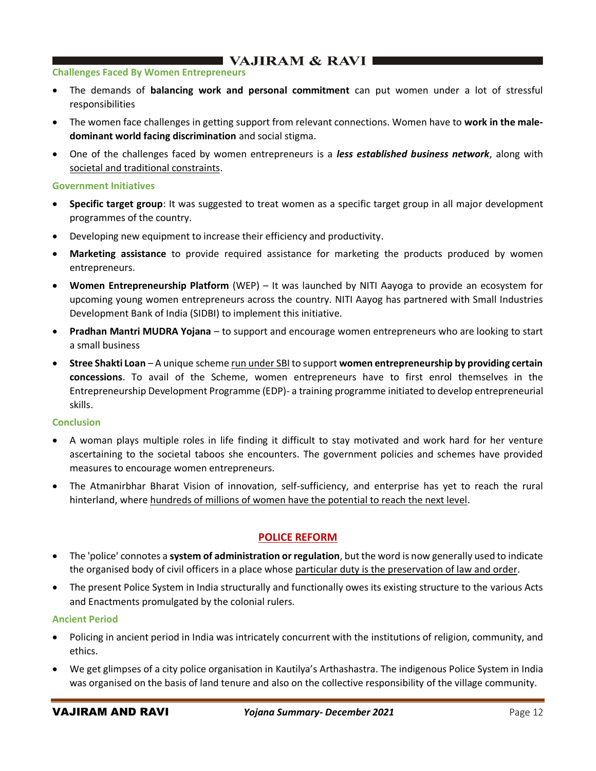### Challenges Faced By Women Entrepreneurs

- The demands of **balancing work and personal commitment** can put women under a lot of stressful responsibilities
- The women face challenges in getting support from relevant connections. Women have to **work in the male-dominant world facing discrimination** and social stigma.
- One of the challenges faced by women entrepreneurs is a ***less established business network***, along with societal and traditional constraints.

### Government Initiatives

- **Specific target group**: It was suggested to treat women as a specific target group in all major development programmes of the country.
- Developing new equipment to increase their efficiency and productivity.
- **Marketing assistance** to provide required assistance for marketing the products produced by women entrepreneurs.
- **Women Entrepreneurship Platform** (WEP) – It was launched by NITI Aayoga to provide an ecosystem for upcoming young women entrepreneurs across the country. NITI Aayog has partnered with Small Industries Development Bank of India (SIDBI) to implement this initiative.
- **Pradhan Mantri MUDRA Yojana** – to support and encourage women entrepreneurs who are looking to start a small business
- **Stree Shakti Loan** – A unique scheme run under SBI to support **women entrepreneurship by providing certain concessions**. To avail of the Scheme, women entrepreneurs have to first enrol themselves in the Entrepreneurship Development Programme (EDP)- a training programme initiated to develop entrepreneurial skills.

### Conclusion

- A woman plays multiple roles in life finding it difficult to stay motivated and work hard for her venture ascertaining to the societal taboos she encounters. The government policies and schemes have provided measures to encourage women entrepreneurs.
- The Atmanirbhar Bharat Vision of innovation, self-sufficiency, and enterprise has yet to reach the rural hinterland, where hundreds of millions of women have the potential to reach the next level.

## POLICE REFORM

- The 'police' connotes a **system of administration or regulation**, but the word is now generally used to indicate the organised body of civil officers in a place whose particular duty is the preservation of law and order.
- The present Police System in India structurally and functionally owes its existing structure to the various Acts and Enactments promulgated by the colonial rulers.

### Ancient Period

- Policing in ancient period in India was intricately concurrent with the institutions of religion, community, and ethics.
- We get glimpses of a city police organisation in Kautilya's Arthashastra. The indigenous Police System in India was organised on the basis of land tenure and also on the collective responsibility of the village community.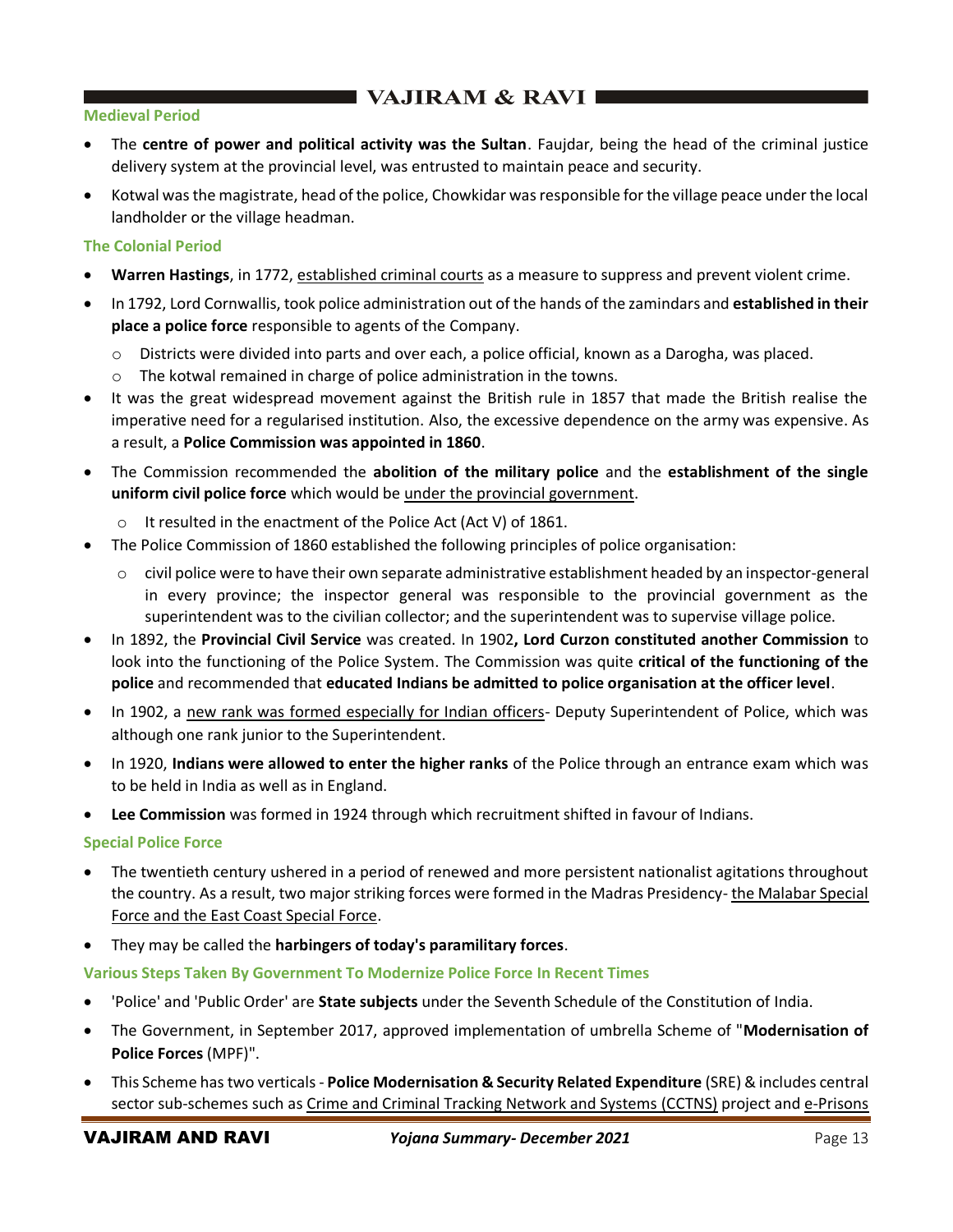### Medieval Period

- The **centre of power and political activity was the Sultan**. Faujdar, being the head of the criminal justice delivery system at the provincial level, was entrusted to maintain peace and security.
- Kotwal was the magistrate, head of the police, Chowkidar was responsible for the village peace under the local landholder or the village headman.

### The Colonial Period

- **Warren Hastings**, in 1772, established criminal courts as a measure to suppress and prevent violent crime.
- In 1792, Lord Cornwallis, took police administration out of the hands of the zamindars and **established in their place a police force** responsible to agents of the Company.
  - Districts were divided into parts and over each, a police official, known as a Darogha, was placed.
  - The kotwal remained in charge of police administration in the towns.
- It was the great widespread movement against the British rule in 1857 that made the British realise the imperative need for a regularised institution. Also, the excessive dependence on the army was expensive. As a result, a **Police Commission was appointed in 1860**.
- The Commission recommended the **abolition of the military police** and the **establishment of the single uniform civil police force** which would be under the provincial government.
  - It resulted in the enactment of the Police Act (Act V) of 1861.
- The Police Commission of 1860 established the following principles of police organisation:
  - civil police were to have their own separate administrative establishment headed by an inspector-general in every province; the inspector general was responsible to the provincial government as the superintendent was to the civilian collector; and the superintendent was to supervise village police.
- In 1892, the **Provincial Civil Service** was created. In 1902**, Lord Curzon constituted another Commission** to look into the functioning of the Police System. The Commission was quite **critical of the functioning of the police** and recommended that **educated Indians be admitted to police organisation at the officer level**.
- In 1902, a new rank was formed especially for Indian officers- Deputy Superintendent of Police, which was although one rank junior to the Superintendent.
- In 1920, **Indians were allowed to enter the higher ranks** of the Police through an entrance exam which was to be held in India as well as in England.
- **Lee Commission** was formed in 1924 through which recruitment shifted in favour of Indians.

### Special Police Force

- The twentieth century ushered in a period of renewed and more persistent nationalist agitations throughout the country. As a result, two major striking forces were formed in the Madras Presidency- the Malabar Special Force and the East Coast Special Force.
- They may be called the **harbingers of today's paramilitary forces**.

### Various Steps Taken By Government To Modernize Police Force In Recent Times

- 'Police' and 'Public Order' are **State subjects** under the Seventh Schedule of the Constitution of India.
- The Government, in September 2017, approved implementation of umbrella Scheme of "**Modernisation of Police Forces** (MPF)".
- This Scheme has two verticals - **Police Modernisation & Security Related Expenditure** (SRE) & includes central sector sub-schemes such as Crime and Criminal Tracking Network and Systems (CCTNS) project and e-Prisons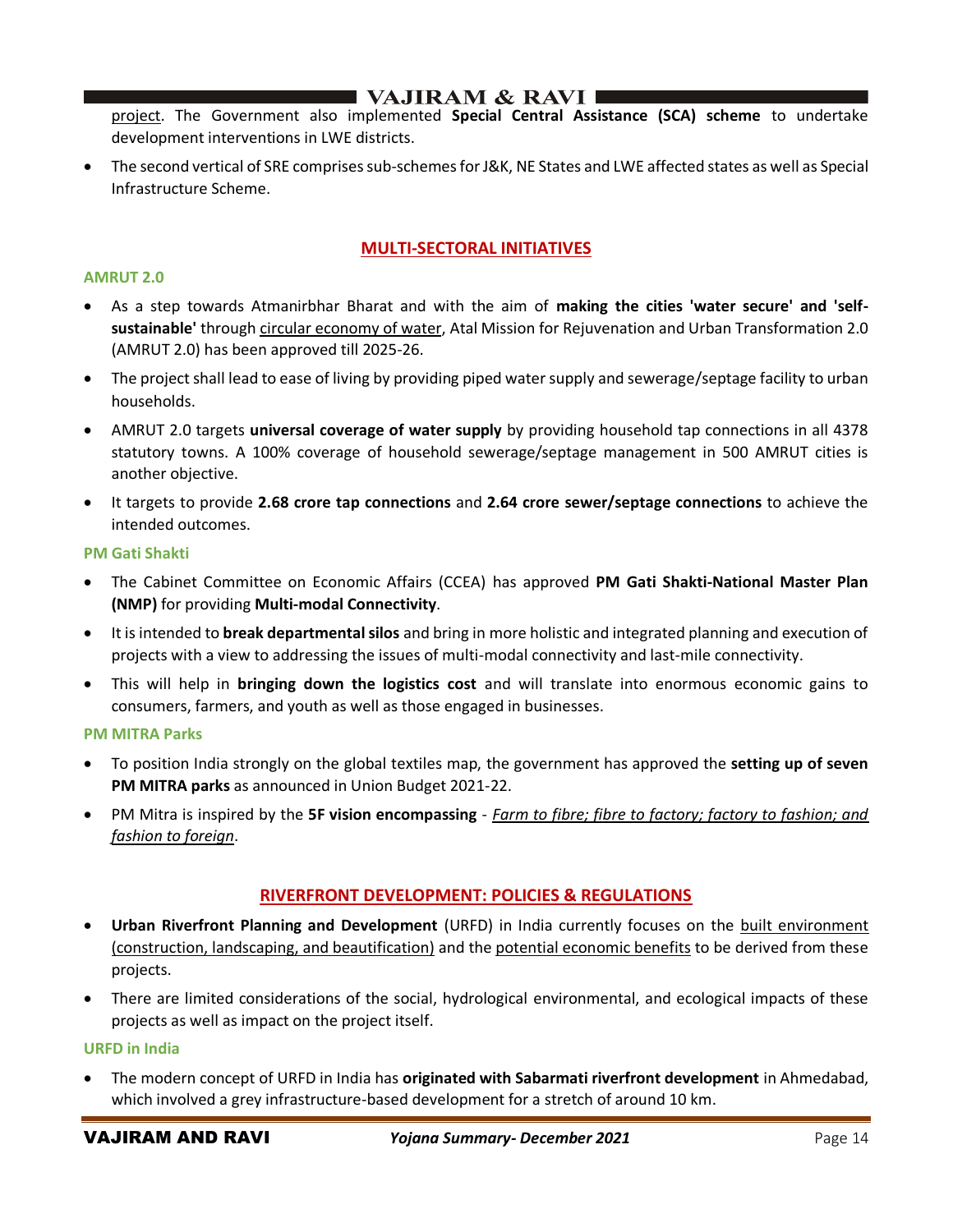project. The Government also implemented **Special Central Assistance (SCA) scheme** to undertake development interventions in LWE districts.

- The second vertical of SRE comprises sub-schemes for J&K, NE States and LWE affected states as well as Special Infrastructure Scheme.

## MULTI-SECTORAL INITIATIVES

### AMRUT 2.0

- As a step towards Atmanirbhar Bharat and with the aim of **making the cities 'water secure' and 'self-sustainable'** through circular economy of water, Atal Mission for Rejuvenation and Urban Transformation 2.0 (AMRUT 2.0) has been approved till 2025-26.
- The project shall lead to ease of living by providing piped water supply and sewerage/septage facility to urban households.
- AMRUT 2.0 targets **universal coverage of water supply** by providing household tap connections in all 4378 statutory towns. A 100% coverage of household sewerage/septage management in 500 AMRUT cities is another objective.
- It targets to provide **2.68 crore tap connections** and **2.64 crore sewer/septage connections** to achieve the intended outcomes.

### PM Gati Shakti

- The Cabinet Committee on Economic Affairs (CCEA) has approved **PM Gati Shakti-National Master Plan (NMP)** for providing **Multi-modal Connectivity**.
- It is intended to **break departmental silos** and bring in more holistic and integrated planning and execution of projects with a view to addressing the issues of multi-modal connectivity and last-mile connectivity.
- This will help in **bringing down the logistics cost** and will translate into enormous economic gains to consumers, farmers, and youth as well as those engaged in businesses.

### PM MITRA Parks

- To position India strongly on the global textiles map, the government has approved the **setting up of seven PM MITRA parks** as announced in Union Budget 2021-22.
- PM Mitra is inspired by the **5F vision encompassing** - *Farm to fibre; fibre to factory; factory to fashion; and fashion to foreign*.

## RIVERFRONT DEVELOPMENT: POLICIES & REGULATIONS

- **Urban Riverfront Planning and Development** (URFD) in India currently focuses on the built environment (construction, landscaping, and beautification) and the potential economic benefits to be derived from these projects.
- There are limited considerations of the social, hydrological environmental, and ecological impacts of these projects as well as impact on the project itself.

### URFD in India

- The modern concept of URFD in India has **originated with Sabarmati riverfront development** in Ahmedabad, which involved a grey infrastructure-based development for a stretch of around 10 km.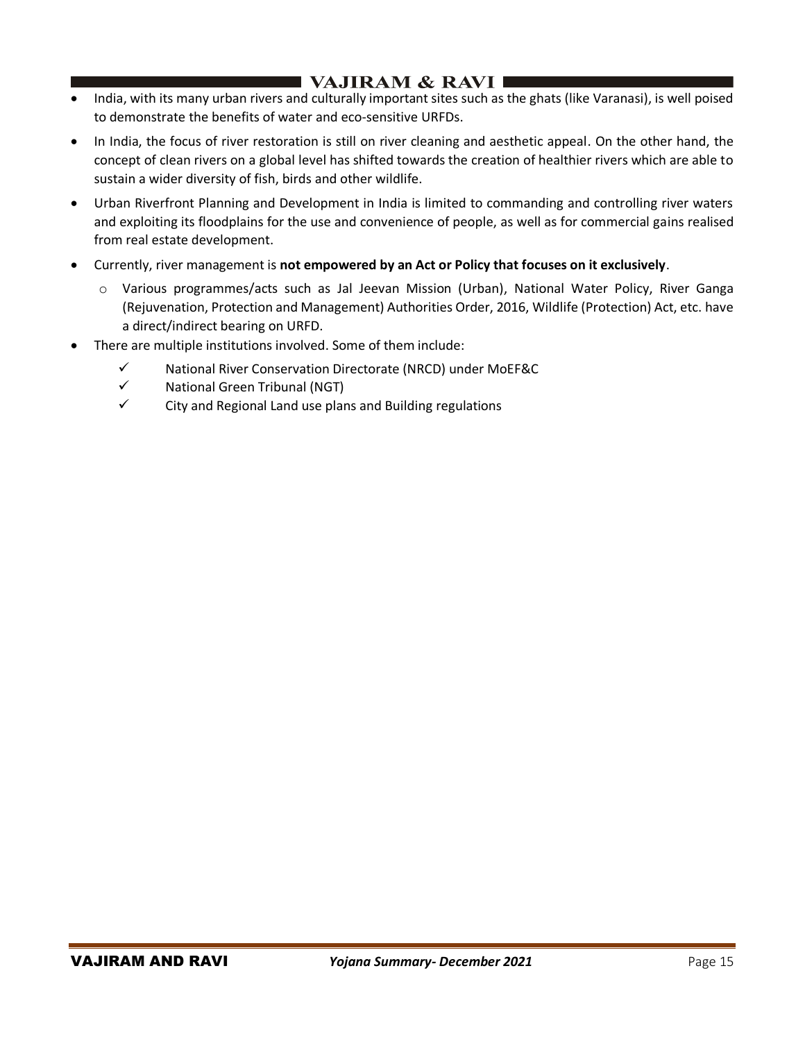- India, with its many urban rivers and culturally important sites such as the ghats (like Varanasi), is well poised to demonstrate the benefits of water and eco-sensitive URFDs.
- In India, the focus of river restoration is still on river cleaning and aesthetic appeal. On the other hand, the concept of clean rivers on a global level has shifted towards the creation of healthier rivers which are able to sustain a wider diversity of fish, birds and other wildlife.
- Urban Riverfront Planning and Development in India is limited to commanding and controlling river waters and exploiting its floodplains for the use and convenience of people, as well as for commercial gains realised from real estate development.
- Currently, river management is **not empowered by an Act or Policy that focuses on it exclusively**.
  - Various programmes/acts such as Jal Jeevan Mission (Urban), National Water Policy, River Ganga (Rejuvenation, Protection and Management) Authorities Order, 2016, Wildlife (Protection) Act, etc. have a direct/indirect bearing on URFD.
- There are multiple institutions involved. Some of them include:
  - ✓ National River Conservation Directorate (NRCD) under MoEF&C
  - ✓ National Green Tribunal (NGT)
  - ✓ City and Regional Land use plans and Building regulations